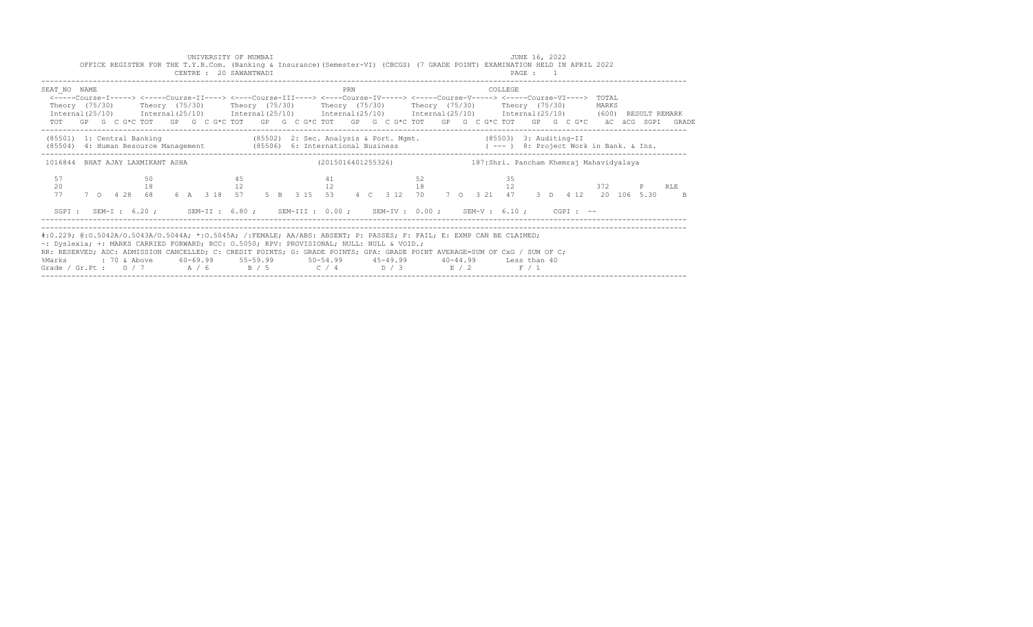UNIVERSITY OF MUMBAI

JUNE 16, 2022

OFFICE REGISTER FOR THE T.Y.B.Com. (Banking & Insurance)(Semester-VI) (CBCGS) (7 GRADE POINT) EXAMINATION HELD IN APRIL 2022

CENTRE : 20 SAWANTWADI

PAGE : 1

```
SEAT_NO  NAME                                                      PRN                                      COLLEGE
 <-----Course-I-----> <-----Course-II----> <----Course-III----> <----Course-IV-----> <-----Course-V-----> <-----Course-VI---->  TOTAL
 Theory  (75/30)      Theory  (75/30)      Theory  (75/30)      Theory  (75/30)      Theory  (75/30)      Theory  (75/30)       MARKS
 Internal(25/10)      Internal(25/10)      Internal(25/10)      Internal(25/10)      Internal(25/10)      Internal(25/10)       (600)  RESULT REMARK
 TOT   GP  G  C G*C TOT   GP  G  C G*C TOT   GP  G  C G*C TOT   GP  G  C G*C TOT   GP  G  C G*C TOT   GP  G  C G*C   äC  äCG  SGPI   GRADE
```

(85501) 1: Central Banking (85502) 2: Sec. Analysis & Port. Mgmt. (85503) 3: Auditing-II
(85504) 4: Human Resource Management (85506) 6: International Business ( --- ) 8: Project Work in Bank. & Ins.

```
 1016844  BHAT AJAY LAXMIKANT ASHA                          (2015016401255326)              187:Shri. Pancham Khemraj Mahavidyalaya

  57                 50                 45                 41                 52                 35
  20                 18                 12                 12                 18                 12                         372      P     RLE
  77    7  O   4 28  68    6  A   3 18  57    5  B   3 15  53    4  C   3 12  70    7  O   3 21  47    3  D   4 12    20  106  5.30     B

  SGPI :  SEM-I : 6.20 ;      SEM-II : 6.80 ;    SEM-III : 0.00 ;    SEM-IV : 0.00 ;    SEM-V : 6.10 ;     CGPI : --
```

#:0.229; @:O.5042A/O.5043A/O.5044A; *:O.5045A; /:FEMALE; AA/ABS: ABSENT; P: PASSES; F: FAIL; E: EXMP CAN BE CLAIMED;
~: Dyslexia; +: MARKS CARRIED FORWARD; RCC: O.5050; RPV: PROVISIONAL; NULL: NULL & VOID.;
RR: RESERVED; ADC: ADMISSION CANCELLED; C: CREDIT POINTS; G: GRADE POINTS; GPA: GRADE POINT AVERAGE=SUM OF CxG / SUM OF C;

| %Marks | : 70 & Above | 60-69.99 | 55-59.99 | 50-54.99 | 45-49.99 | 40-44.99 | Less than 40 |
|---|---|---|---|---|---|---|---|
| Grade / Gr.Pt : | O / 7 | A / 6 | B / 5 | C / 4 | D / 3 | E / 2 | F / 1 |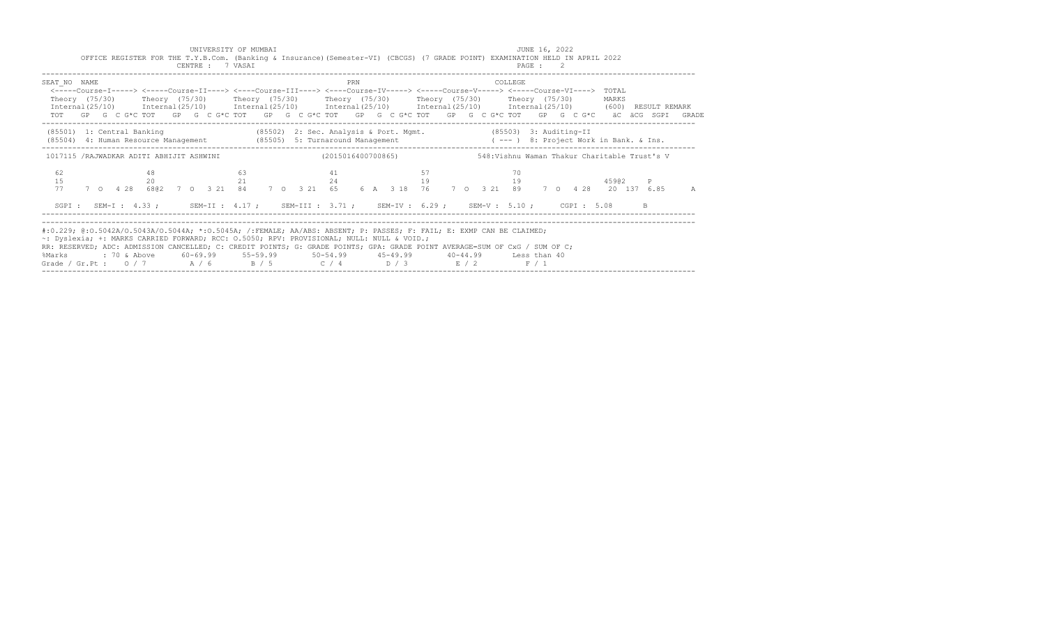UNIVERSITY OF MUMBAI — JUNE 16, 2022

OFFICE REGISTER FOR THE T.Y.B.Com. (Banking & Insurance)(Semester-VI) (CBCGS) (7 GRADE POINT) EXAMINATION HELD IN APRIL 2022

CENTRE : 7 VASAI — PAGE : 2

| SEAT_NO | NAME | PRN | COLLEGE |
|---|---|---|---|

| <-----Course-I-----> | <-----Course-II----> | <----Course-III----> | <----Course-IV-----> | <-----Course-V-----> | <-----Course-VI----> | TOTAL |
|---|---|---|---|---|---|---|
| Theory (75/30) | Theory (75/30) | Theory (75/30) | Theory (75/30) | Theory (75/30) | Theory (75/30) | MARKS |
| Internal(25/10) | Internal(25/10) | Internal(25/10) | Internal(25/10) | Internal(25/10) | Internal(25/10) | (600) RESULT REMARK |
| TOT GP G C G*C | TOT GP G C G*C | TOT GP G C G*C | TOT GP G C G*C | TOT GP G C G*C | TOT GP G C G*C | äC äCG SGPI GRADE |

(85501) 1: Central Banking (85502) 2: Sec. Analysis & Port. Mgmt. (85503) 3: Auditing-II
(85504) 4: Human Resource Management (85505) 5: Turnaround Management ( --- ) 8: Project Work in Bank. & Ins.

1017115 /RAJWADKAR ADITI ABHIJIT ASHWINI (2015016400700865) 548:Vishnu Waman Thakur Charitable Trust's V

| | Course-I | Course-II | Course-III | Course-IV | Course-V | Course-VI | TOTAL | RESULT | äC | äCG | SGPI | GRADE |
|---|---|---|---|---|---|---|---|---|---|---|---|---|
| Theory | 62 | 48 | 63 | 41 | 57 | 70 | | | | | | |
| Internal | 15 | 20 | 21 | 24 | 19 | 19 | 459@2 | P | | | | |
| TOT GP G C G*C | 77 7 O 4 28 | 68@2 7 O 3 21 | 84 7 O 3 21 | 65 6 A 3 18 | 76 7 O 3 21 | 89 7 O 4 28 | | | 20 | 137 | 6.85 | A |

SGPI : SEM-I : 4.33 ; SEM-II : 4.17 ; SEM-III : 3.71 ; SEM-IV : 6.29 ; SEM-V : 5.10 ; CGPI : 5.08 B

#:0.229; @:O.5042A/O.5043A/O.5044A; *:O.5045A; /:FEMALE; AA/ABS: ABSENT; P: PASSES; F: FAIL; E: EXMP CAN BE CLAIMED;
~: Dyslexia; +: MARKS CARRIED FORWARD; RCC: O.5050; RPV: PROVISIONAL; NULL: NULL & VOID.;
RR: RESERVED; ADC: ADMISSION CANCELLED; C: CREDIT POINTS; G: GRADE POINTS; GPA: GRADE POINT AVERAGE=SUM OF CxG / SUM OF C;

| %Marks | : 70 & Above | 60-69.99 | 55-59.99 | 50-54.99 | 45-49.99 | 40-44.99 | Less than 40 |
|---|---|---|---|---|---|---|---|
| Grade / Gr.Pt : | O / 7 | A / 6 | B / 5 | C / 4 | D / 3 | E / 2 | F / 1 |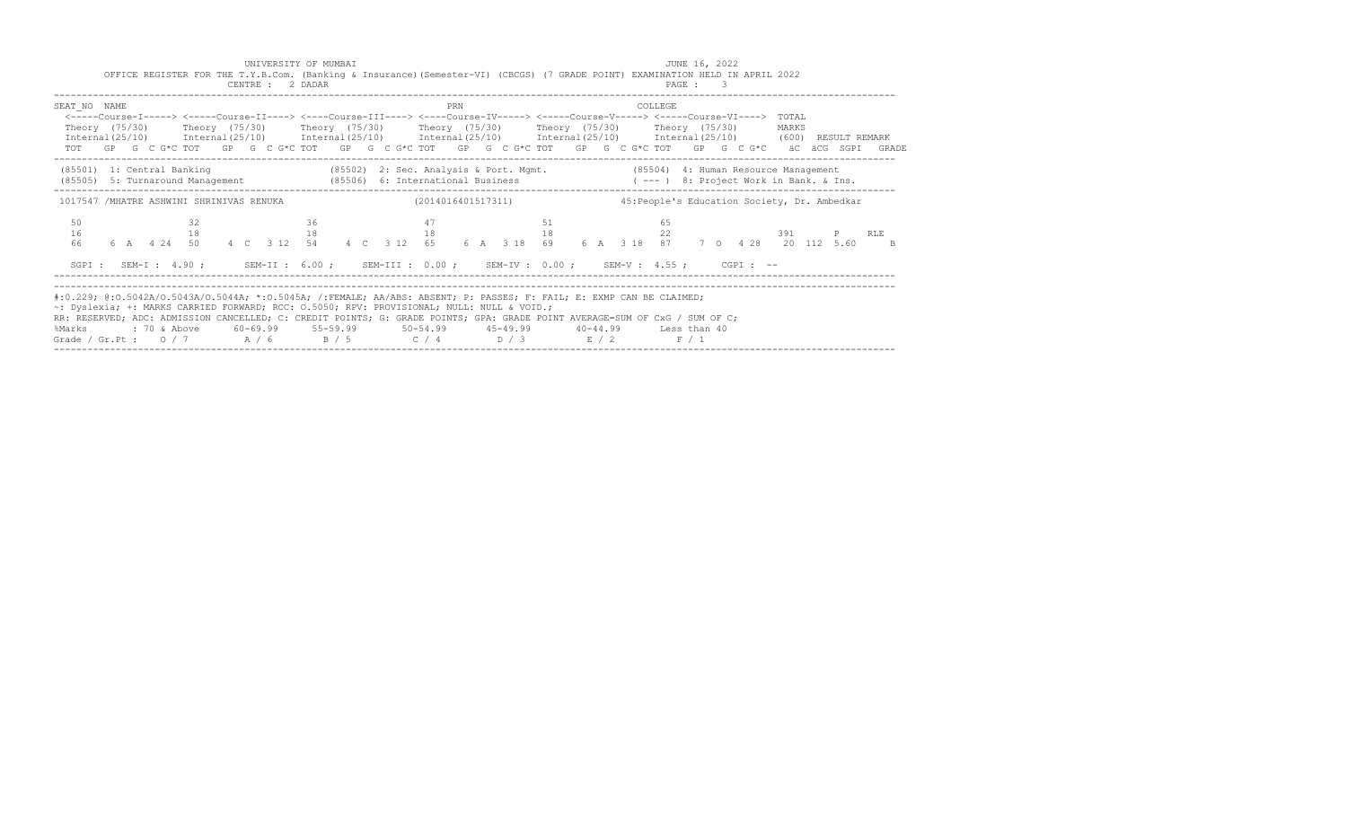UNIVERSITY OF MUMBAI — JUNE 16, 2022

OFFICE REGISTER FOR THE T.Y.B.Com. (Banking & Insurance)(Semester-VI) (CBCGS) (7 GRADE POINT) EXAMINATION HELD IN APRIL 2022

CENTRE : 2 DADAR

| SEAT_NO | NAME | PRN | COLLEGE |
|---|---|---|---|

Column layout: <-----Course-I-----> <-----Course-II----> <----Course-III----> <----Course-IV-----> <-----Course-V-----> <-----Course-VI----> TOTAL MARKS (600) RESULT REMARK

Each course: Theory (75/30), Internal(25/10); TOT GP G C G*C

Totals: äC äCG SGPI GRADE

(85501) 1: Central Banking
(85502) 2: Sec. Analysis & Port. Mgmt.
(85504) 4: Human Resource Management
(85505) 5: Turnaround Management
(85506) 6: International Business
( --- ) 8: Project Work in Bank. & Ins.

**1017547 /MHATRE ASHWINI SHRINIVAS RENUKA** (2014016401517311) 45:People's Education Society, Dr. Ambedkar

| | Course-I | Course-II | Course-III | Course-IV | Course-V | Course-VI |
|---|---|---|---|---|---|---|
| Theory | 50 | 32 | 36 | 47 | 51 | 65 |
| Internal | 16 | 18 | 18 | 18 | 18 | 22 |
| TOT | 66 | 50 | 54 | 65 | 69 | 87 |
| GP | 6 | 4 | 4 | 6 | 6 | 7 |
| G | A | C | C | A | A | O |
| C | 4 | 3 | 3 | 3 | 3 | 4 |
| G*C | 24 | 12 | 12 | 18 | 18 | 28 |

| TOTAL MARKS | RESULT | REMARK | äC | äCG | SGPI | GRADE |
|---|---|---|---|---|---|---|
| 391 | P | RLE | 20 | 112 | 5.60 | B |

SGPI : SEM-I : 4.90 ; SEM-II : 6.00 ; SEM-III : 0.00 ; SEM-IV : 0.00 ; SEM-V : 4.55 ; CGPI : --

#:0.229; @:O.5042A/O.5043A/O.5044A; *:O.5045A; /:FEMALE; AA/ABS: ABSENT; P: PASSES; F: FAIL; E: EXMP CAN BE CLAIMED;
~: Dyslexia; +: MARKS CARRIED FORWARD; RCC: O.5050; RPV: PROVISIONAL; NULL: NULL & VOID.;
RR: RESERVED; ADC: ADMISSION CANCELLED; C: CREDIT POINTS; G: GRADE POINTS; GPA: GRADE POINT AVERAGE=SUM OF CxG / SUM OF C;

| %Marks | : 70 & Above | 60-69.99 | 55-59.99 | 50-54.99 | 45-49.99 | 40-44.99 | Less than 40 |
|---|---|---|---|---|---|---|---|
| Grade / Gr.Pt : | O / 7 | A / 6 | B / 5 | C / 4 | D / 3 | E / 2 | F / 1 |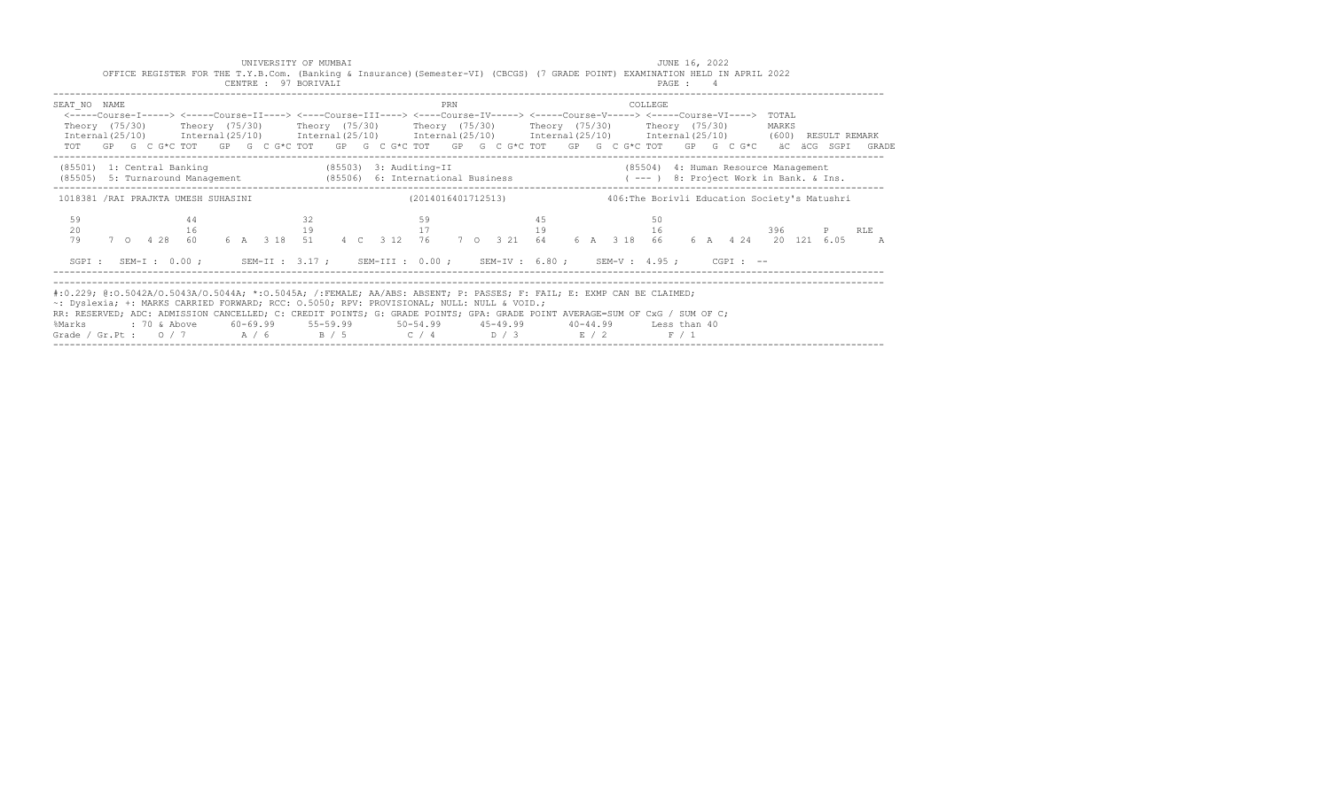UNIVERSITY OF MUMBAI
JUNE 16, 2022

OFFICE REGISTER FOR THE T.Y.B.Com. (Banking & Insurance)(Semester-VI) (CBCGS) (7 GRADE POINT) EXAMINATION HELD IN APRIL 2022

CENTRE : 97 BORIVALI

PAGE : 4

| SEAT_NO | NAME | | | PRN | | | COLLEGE | |
|---|---|---|---|---|---|---|---|---|
| | <-----Course-I-----> | <-----Course-II----> | <----Course-III----> | <----Course-IV-----> | <-----Course-V-----> | <-----Course-VI----> | TOTAL | |
| | Theory (75/30) | Theory (75/30) | Theory (75/30) | Theory (75/30) | Theory (75/30) | Theory (75/30) | MARKS | |
| | Internal(25/10) | Internal(25/10) | Internal(25/10) | Internal(25/10) | Internal(25/10) | Internal(25/10) | (600) | RESULT REMARK |
| | TOT GP G C G*C | TOT GP G C G*C | TOT GP G C G*C | TOT GP G C G*C | TOT GP G C G*C | TOT GP G C G*C | äC äCG SGPI | GRADE |

(85501) 1: Central Banking (85503) 3: Auditing-II (85504) 4: Human Resource Management
(85505) 5: Turnaround Management (85506) 6: International Business ( --- ) 8: Project Work in Bank. & Ins.

1018381 /RAI PRAJKTA UMESH SUHASINI (2014016401712513) 406:The Borivli Education Society's Matushri

| | Course-I | Course-II | Course-III | Course-IV | Course-V | Course-VI | TOTAL | RESULT | REMARK |
|---|---|---|---|---|---|---|---|---|---|
| Theory | 59 | 44 | 32 | 59 | 45 | 50 | | | |
| Internal | 20 | 16 | 19 | 17 | 19 | 16 | 396 | P | RLE |
| TOT GP G C G*C | 79 7 O 4 28 | 60 6 A 3 18 | 51 4 C 3 12 | 76 7 O 3 21 | 64 6 A 3 18 | 66 6 A 4 24 | 20 121 6.05 | | A |

SGPI : SEM-I : 0.00 ; SEM-II : 3.17 ; SEM-III : 0.00 ; SEM-IV : 6.80 ; SEM-V : 4.95 ; CGPI : --

#:0.229; @:O.5042A/O.5043A/O.5044A; *:O.5045A; /:FEMALE; AA/ABS: ABSENT; P: PASSES; F: FAIL; E: EXMP CAN BE CLAIMED;
~: Dyslexia; +: MARKS CARRIED FORWARD; RCC: O.5050; RPV: PROVISIONAL; NULL: NULL & VOID.;
RR: RESERVED; ADC: ADMISSION CANCELLED; C: CREDIT POINTS; G: GRADE POINTS; GPA: GRADE POINT AVERAGE=SUM OF CxG / SUM OF C;

| %Marks | : 70 & Above | 60-69.99 | 55-59.99 | 50-54.99 | 45-49.99 | 40-44.99 | Less than 40 |
|---|---|---|---|---|---|---|---|
| Grade / Gr.Pt : | O / 7 | A / 6 | B / 5 | C / 4 | D / 3 | E / 2 | F / 1 |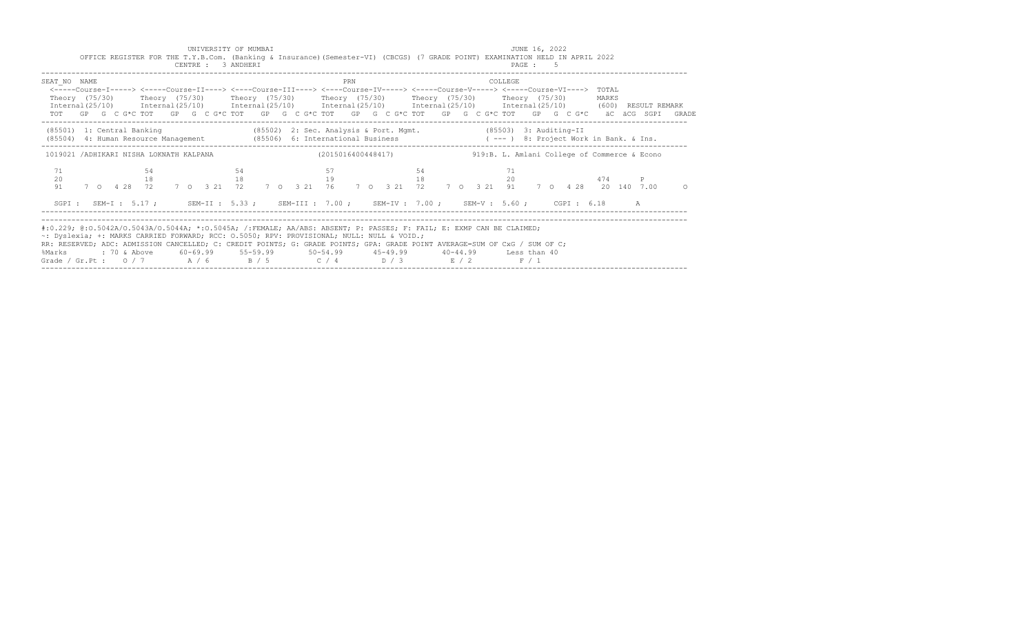UNIVERSITY OF MUMBAI

JUNE 16, 2022

OFFICE REGISTER FOR THE T.Y.B.Com. (Banking & Insurance)(Semester-VI) (CBCGS) (7 GRADE POINT) EXAMINATION HELD IN APRIL 2022

CENTRE : 3 ANDHERI

| SEAT_NO | NAME | | PRN | | COLLEGE | |
|---|---|---|---|---|---|---|
| | <-----Course-I-----> | <-----Course-II----> | <----Course-III----> | <----Course-IV-----> | <-----Course-V-----> | <-----Course-VI----> | TOTAL | |
| | Theory (75/30) | Theory (75/30) | Theory (75/30) | Theory (75/30) | Theory (75/30) | Theory (75/30) | MARKS | |
| | Internal(25/10) | Internal(25/10) | Internal(25/10) | Internal(25/10) | Internal(25/10) | Internal(25/10) | (600) | RESULT REMARK |
| | TOT GP G C G*C | TOT GP G C G*C | TOT GP G C G*C | TOT GP G C G*C | TOT GP G C G*C | TOT GP G C G*C | äC äCG SGPI | GRADE |

(85501) 1: Central Banking (85502) 2: Sec. Analysis & Port. Mgmt. (85503) 3: Auditing-II
(85504) 4: Human Resource Management (85506) 6: International Business ( --- ) 8: Project Work in Bank. & Ins.

1019021 /ADHIKARI NISHA LOKNATH KALPANA (2015016400448417) 919:B. L. Amlani College of Commerce & Econo

| | Course-I | Course-II | Course-III | Course-IV | Course-V | Course-VI | TOTAL | RESULT | GRADE |
|---|---|---|---|---|---|---|---|---|---|
| Theory | 71 | 54 | 54 | 57 | 54 | 71 | | | |
| Internal | 20 | 18 | 18 | 19 | 18 | 20 | 474 | P | |
| TOT GP G C G*C | 91 7 O 4 28 | 72 7 O 3 21 | 72 7 O 3 21 | 76 7 O 3 21 | 72 7 O 3 21 | 91 7 O 4 28 | 20 140 7.00 | | O |

SGPI : SEM-I : 5.17 ; SEM-II : 5.33 ; SEM-III : 7.00 ; SEM-IV : 7.00 ; SEM-V : 5.60 ; CGPI : 6.18 A

#:0.229; @:O.5042A/O.5043A/O.5044A; *:O.5045A; /:FEMALE; AA/ABS: ABSENT; P: PASSES; F: FAIL; E: EXMP CAN BE CLAIMED;
~: Dyslexia; +: MARKS CARRIED FORWARD; RCC: O.5050; RPV: PROVISIONAL; NULL: NULL & VOID.;
RR: RESERVED; ADC: ADMISSION CANCELLED; C: CREDIT POINTS; G: GRADE POINTS; GPA: GRADE POINT AVERAGE=SUM OF CxG / SUM OF C;

| %Marks | 70 & Above | 60-69.99 | 55-59.99 | 50-54.99 | 45-49.99 | 40-44.99 | Less than 40 |
|---|---|---|---|---|---|---|---|
| Grade / Gr.Pt : | O / 7 | A / 6 | B / 5 | C / 4 | D / 3 | E / 2 | F / 1 |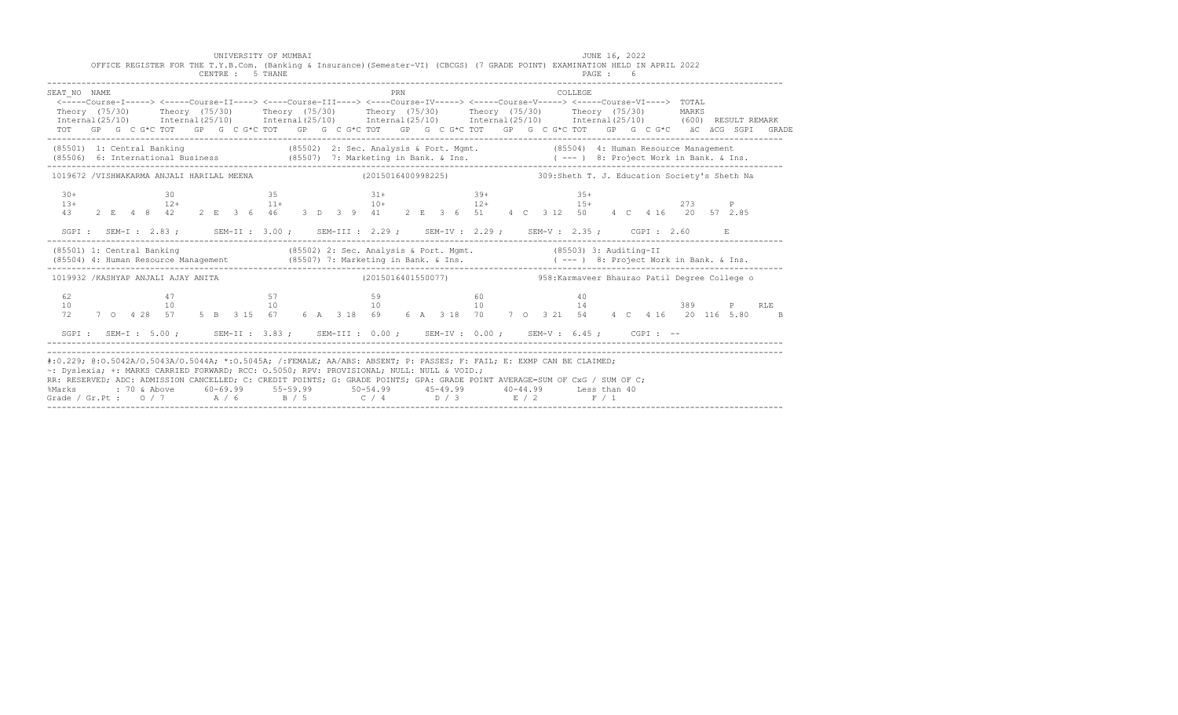UNIVERSITY OF MUMBAI — JUNE 16, 2022

OFFICE REGISTER FOR THE T.Y.B.Com. (Banking & Insurance)(Semester-VI) (CBCGS) (7 GRADE POINT) EXAMINATION HELD IN APRIL 2022

CENTRE : 5 THANE — PAGE : 6

```
SEAT_NO  NAME                                                      PRN                                  COLLEGE
 <-----Course-I-----> <-----Course-II----> <----Course-III----> <----Course-IV-----> <-----Course-V-----> <-----Course-VI---->  TOTAL
 Theory  (75/30)      Theory  (75/30)      Theory  (75/30)      Theory  (75/30)      Theory  (75/30)      Theory  (75/30)       MARKS
 Internal(25/10)      Internal(25/10)      Internal(25/10)      Internal(25/10)      Internal(25/10)      Internal(25/10)       (600)  RESULT REMARK
 TOT   GP  G  C G*C TOT   GP  G  C G*C TOT   GP  G  C G*C TOT   GP  G  C G*C TOT   GP  G  C G*C TOT   GP  G  C G*C   äC  äCG  SGPI   GRADE
```

(85501) 1: Central Banking  (85502) 2: Sec. Analysis & Port. Mgmt.  (85504) 4: Human Resource Management
(85506) 6: International Business  (85507) 7: Marketing in Bank. & Ins.  ( --- ) 8: Project Work in Bank. & Ins.

```
 1019672 /VISHWAKARMA ANJALI HARILAL MEENA                   (2015016400998225)              309:Sheth T. J. Education Society's Sheth Na

   30+                 30                  35                  31+                 39+                 35+
   13+                 12+                 11+                 10+                 12+                 15+                      273      P
   43    2  E  4  8   42    2  E  3  6   46    3  D  3  9   41    2  E  3  6   51    4  C  3 12   50    4  C  4 16   20   57  2.85

   SGPI :  SEM-I : 2.83 ;    SEM-II : 3.00 ;   SEM-III : 2.29 ;   SEM-IV : 2.29 ;   SEM-V : 2.35 ;    CGPI : 2.60       E
```

(85501) 1: Central Banking  (85502) 2: Sec. Analysis & Port. Mgmt.  (85503) 3: Auditing-II
(85504) 4: Human Resource Management  (85507) 7: Marketing in Bank. & Ins.  ( --- ) 8: Project Work in Bank. & Ins.

```
 1019932 /KASHYAP ANJALI AJAY ANITA                          (2015016401550077)              958:Karmaveer Bhaurao Patil Degree College o

   62                  47                  57                  59                  60                  40
   10                  10                  10                  10                  10                  14                       389      P    RLE
   72    7  O  4 28   57    5  B  3 15   67    6  A  3 18   69    6  A  3 18   70    7  O  3 21   54    4  C  4 16   20  116  5.80      B

   SGPI :  SEM-I : 5.00 ;    SEM-II : 3.83 ;   SEM-III : 0.00 ;   SEM-IV : 0.00 ;   SEM-V : 6.45 ;    CGPI : --
```

#:O.229; @:O.5042A/O.5043A/O.5044A; *:O.5045A; /:FEMALE; AA/ABS: ABSENT; P: PASSES; F: FAIL; E: EXMP CAN BE CLAIMED;
~: Dyslexia; +: MARKS CARRIED FORWARD; RCC: O.5050; RPV: PROVISIONAL; NULL: NULL & VOID.;
RR: RESERVED; ADC: ADMISSION CANCELLED; C: CREDIT POINTS; G: GRADE POINTS; GPA: GRADE POINT AVERAGE=SUM OF CxG / SUM OF C;

| %Marks | : 70 & Above | 60-69.99 | 55-59.99 | 50-54.99 | 45-49.99 | 40-44.99 | Less than 40 |
|---|---|---|---|---|---|---|---|
| Grade / Gr.Pt : | O / 7 | A / 6 | B / 5 | C / 4 | D / 3 | E / 2 | F / 1 |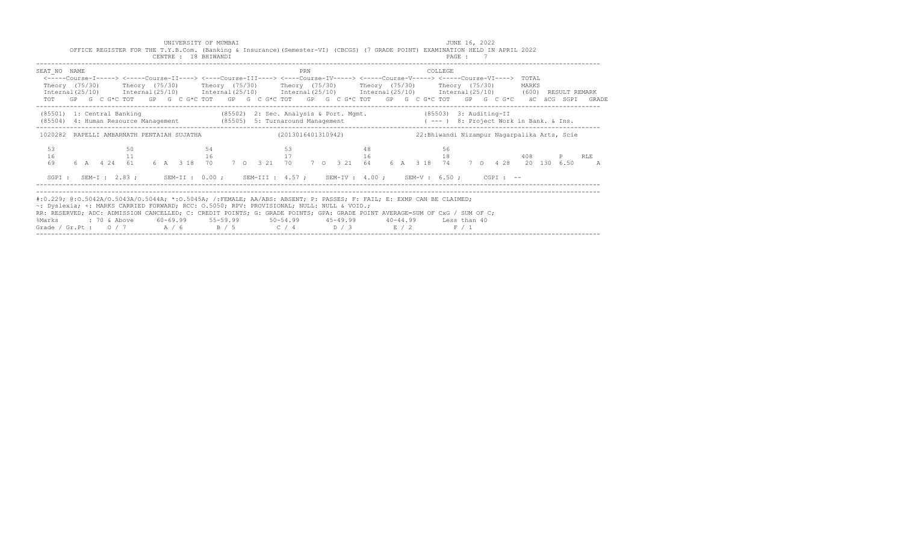UNIVERSITY OF MUMBAI — JUNE 16, 2022

OFFICE REGISTER FOR THE T.Y.B.Com. (Banking & Insurance)(Semester-VI) (CBCGS) (7 GRADE POINT) EXAMINATION HELD IN APRIL 2022

CENTRE : 18 BHIWANDI — PAGE : 7

SEAT_NO NAME — PRN — COLLEGE

| | Course-I | Course-II | Course-III | Course-IV | Course-V | Course-VI | TOTAL |
|---|---|---|---|---|---|---|---|
| | Theory (75/30) | Theory (75/30) | Theory (75/30) | Theory (75/30) | Theory (75/30) | Theory (75/30) | MARKS |
| | Internal(25/10) | Internal(25/10) | Internal(25/10) | Internal(25/10) | Internal(25/10) | Internal(25/10) | (600) RESULT REMARK |
| | TOT GP G C G*C | TOT GP G C G*C | TOT GP G C G*C | TOT GP G C G*C | TOT GP G C G*C | TOT GP G C G*C | äC äCG SGPI GRADE |

(85501) 1: Central Banking (85502) 2: Sec. Analysis & Port. Mgmt. (85503) 3: Auditing-II
(85504) 4: Human Resource Management (85505) 5: Turnaround Management ( --- ) 8: Project Work in Bank. & Ins.

1020282 RAPELLI AMBARNATH PENTAIAH SUJATHA (2013016401310942) 22:Bhiwandi Nizampur Nagarpalika Arts, Scie

| | Course-I | Course-II | Course-III | Course-IV | Course-V | Course-VI | TOTAL | RESULT | REMARK |
|---|---|---|---|---|---|---|---|---|---|
| Theory | 53 | 50 | 54 | 53 | 48 | 56 | | | |
| Internal | 16 | 11 | 16 | 17 | 16 | 18 | 408 | P | RLE |
| TOT GP G C G*C | 69 6 A 4 24 | 61 6 A 3 18 | 70 7 O 3 21 | 70 7 O 3 21 | 64 6 A 3 18 | 74 7 O 4 28 | 20 130 6.50 | | A |

SGPI : SEM-I : 2.83 ; SEM-II : 0.00 ; SEM-III : 4.57 ; SEM-IV : 4.00 ; SEM-V : 6.50 ; CGPI : --

#:O.229; @:O.5042A/O.5043A/O.5044A; *:O.5045A; /:FEMALE; AA/ABS: ABSENT; P: PASSES; F: FAIL; E: EXMP CAN BE CLAIMED;
~: Dyslexia; +: MARKS CARRIED FORWARD; RCC: O.5050; RPV: PROVISIONAL; NULL: NULL & VOID.;
RR: RESERVED; ADC: ADMISSION CANCELLED; C: CREDIT POINTS; G: GRADE POINTS; GPA: GRADE POINT AVERAGE=SUM OF CxG / SUM OF C;

| %Marks | 70 & Above | 60-69.99 | 55-59.99 | 50-54.99 | 45-49.99 | 40-44.99 | Less than 40 |
|---|---|---|---|---|---|---|---|
| Grade / Gr.Pt : | O / 7 | A / 6 | B / 5 | C / 4 | D / 3 | E / 2 | F / 1 |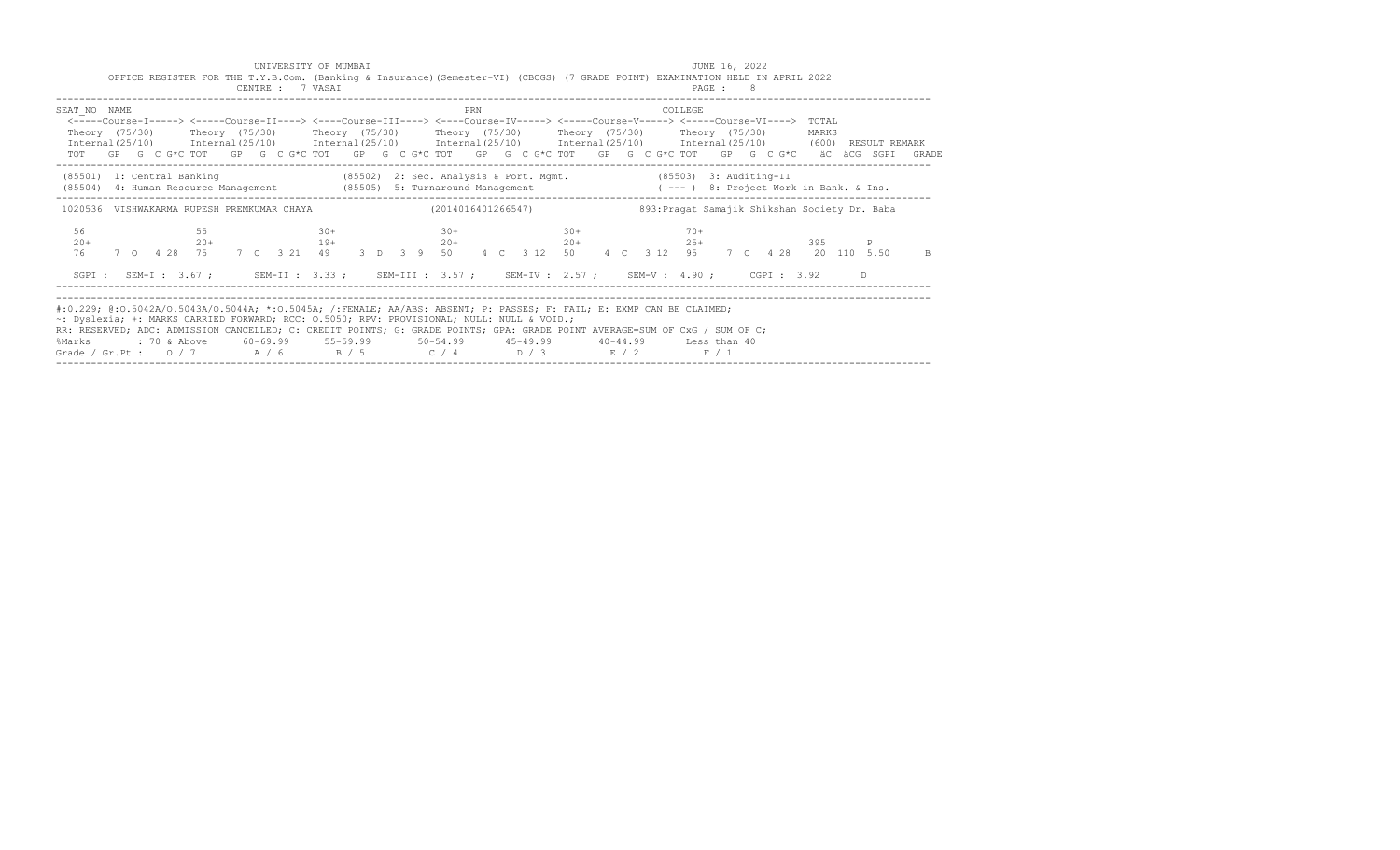UNIVERSITY OF MUMBAI

JUNE 16, 2022

OFFICE REGISTER FOR THE T.Y.B.Com. (Banking & Insurance)(Semester-VI) (CBCGS) (7 GRADE POINT) EXAMINATION HELD IN APRIL 2022

CENTRE : 7 VASAI

PAGE : 8

```
SEAT_NO  NAME                                                 PRN                                    COLLEGE
 <-----Course-I-----> <-----Course-II----> <----Course-III----> <----Course-IV-----> <-----Course-V-----> <-----Course-VI---->  TOTAL
 Theory (75/30)      Theory (75/30)      Theory (75/30)      Theory (75/30)      Theory (75/30)      Theory (75/30)       MARKS
 Internal(25/10)     Internal(25/10)     Internal(25/10)     Internal(25/10)     Internal(25/10)     Internal(25/10)      (600)  RESULT REMARK
 TOT   GP  G  C G*C TOT   GP  G  C G*C TOT   GP  G  C G*C TOT   GP  G  C G*C TOT   GP  G  C G*C TOT   GP  G  C G*C    äC  äCG  SGPI  GRADE
-----------------------------------------------------------------------------------------------------------------------------------------
 (85501)  1: Central Banking                  (85502)  2: Sec. Analysis & Port. Mgmt.            (85503)  3: Auditing-II
 (85504)  4: Human Resource Management        (85505)  5: Turnaround Management                  ( --- )  8: Project Work in Bank. & Ins.
-----------------------------------------------------------------------------------------------------------------------------------------
 1020536  VISHWAKARMA RUPESH PREMKUMAR CHAYA                   (2014016401266547)              893:Pragat Samajik Shikshan Society Dr. Baba

  56                55                 30+                 30+                 30+                 70+
  20+               20+                19+                 20+                 20+                 25+                   395      P
  76     7  O  4 28  75    7  O  3 21  49    3  D  3  9  50    4  C  3 12  50    4  C  3 12  95    7  O  4 28   20  110  5.50     B

  SGPI :  SEM-I : 3.67 ;     SEM-II : 3.33 ;     SEM-III : 3.57 ;    SEM-IV : 2.57 ;    SEM-V : 4.90 ;     CGPI : 3.92       D
-----------------------------------------------------------------------------------------------------------------------------------------
```

#:0.229; @:O.5042A/O.5043A/O.5044A; *:O.5045A; /:FEMALE; AA/ABS: ABSENT; P: PASSES; F: FAIL; E: EXMP CAN BE CLAIMED;
~: Dyslexia; +: MARKS CARRIED FORWARD; RCC: O.5050; RPV: PROVISIONAL; NULL: NULL & VOID.;
RR: RESERVED; ADC: ADMISSION CANCELLED; C: CREDIT POINTS; G: GRADE POINTS; GPA: GRADE POINT AVERAGE=SUM OF CxG / SUM OF C;

| %Marks | : 70 & Above | 60-69.99 | 55-59.99 | 50-54.99 | 45-49.99 | 40-44.99 | Less than 40 |
|---|---|---|---|---|---|---|---|
| Grade / Gr.Pt : | O / 7 | A / 6 | B / 5 | C / 4 | D / 3 | E / 2 | F / 1 |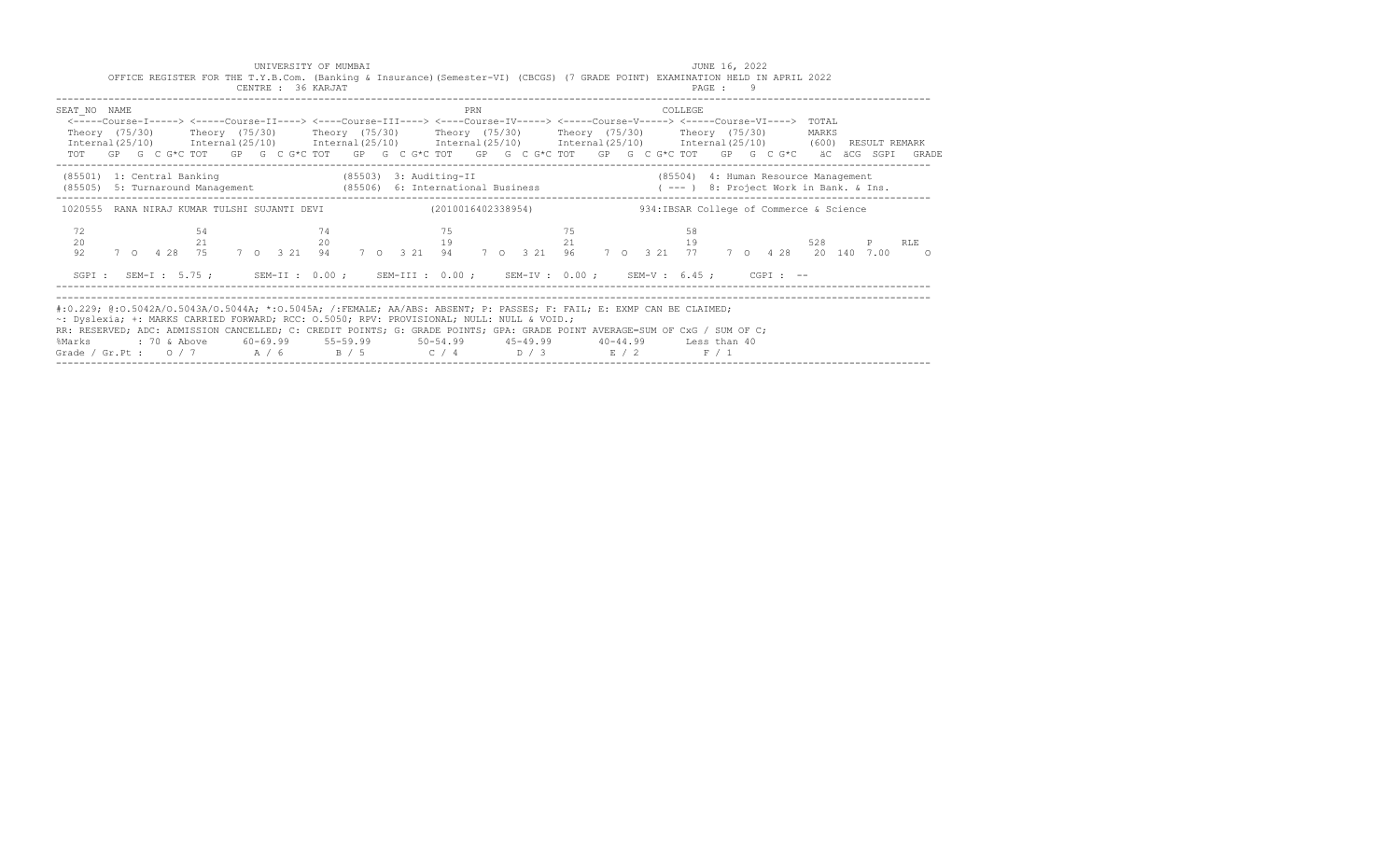UNIVERSITY OF MUMBAI
JUNE 16, 2022

OFFICE REGISTER FOR THE T.Y.B.Com. (Banking & Insurance)(Semester-VI) (CBCGS) (7 GRADE POINT) EXAMINATION HELD IN APRIL 2022

CENTRE : 36 KARJAT

PAGE : 9

```
------------------------------------------------------------------------------------------------------------------------------------------------------------
SEAT_NO  NAME                                                 PRN                                          COLLEGE
 <-----Course-I-----> <-----Course-II----> <----Course-III----> <----Course-IV-----> <-----Course-V-----> <-----Course-VI---->  TOTAL
 Theory  (75/30)      Theory  (75/30)      Theory  (75/30)      Theory  (75/30)      Theory  (75/30)      Theory  (75/30)       MARKS
 Internal(25/10)      Internal(25/10)      Internal(25/10)      Internal(25/10)      Internal(25/10)      Internal(25/10)       (600)  RESULT REMARK
 TOT   GP  G  C G*C TOT   GP  G  C G*C TOT   GP  G  C G*C TOT   GP  G  C G*C TOT   GP  G  C G*C TOT   GP  G  C G*C   äC  äCG  SGPI   GRADE
------------------------------------------------------------------------------------------------------------------------------------------------------------
 (85501)  1: Central Banking                (85503)  3: Auditing-II                              (85504)  4: Human Resource Management
 (85505)  5: Turnaround Management          (85506)  6: International Business                   ( --- )  8: Project Work in Bank. & Ins.
------------------------------------------------------------------------------------------------------------------------------------------------------------
 1020555  RANA NIRAJ KUMAR TULSHI SUJANTI DEVI            (2010016402338954)             934:IBSAR College of Commerce & Science

  72                  54                  74                  75                  75                  58
  20                  21                  20                  19                  21                  19                   528      P     RLE
  92    7  O   4 28   75    7  O   3 21   94    7  O   3 21   94    7  O   3 21   96    7  O   3 21   77    7  O   4 28   20  140  7.00      O

  SGPI :  SEM-I : 5.75 ;      SEM-II : 0.00 ;    SEM-III : 0.00 ;    SEM-IV : 0.00 ;    SEM-V : 6.45 ;     CGPI : --
------------------------------------------------------------------------------------------------------------------------------------------------------------
------------------------------------------------------------------------------------------------------------------------------------------------------------
#:0.229; @:O.5042A/O.5043A/O.5044A; *:O.5045A; /:FEMALE; AA/ABS: ABSENT; P: PASSES; F: FAIL; E: EXMP CAN BE CLAIMED;
~: Dyslexia; +: MARKS CARRIED FORWARD; RCC: O.5050; RPV: PROVISIONAL; NULL: NULL & VOID.;
RR: RESERVED; ADC: ADMISSION CANCELLED; C: CREDIT POINTS; G: GRADE POINTS; GPA: GRADE POINT AVERAGE=SUM OF CxG / SUM OF C;
%Marks        : 70 & Above     60-69.99      55-59.99       50-54.99       45-49.99       40-44.99       Less than 40
Grade / Gr.Pt :    O / 7         A / 6        B / 5          C / 4          D / 3          E / 2          F / 1
------------------------------------------------------------------------------------------------------------------------------------------------------------
```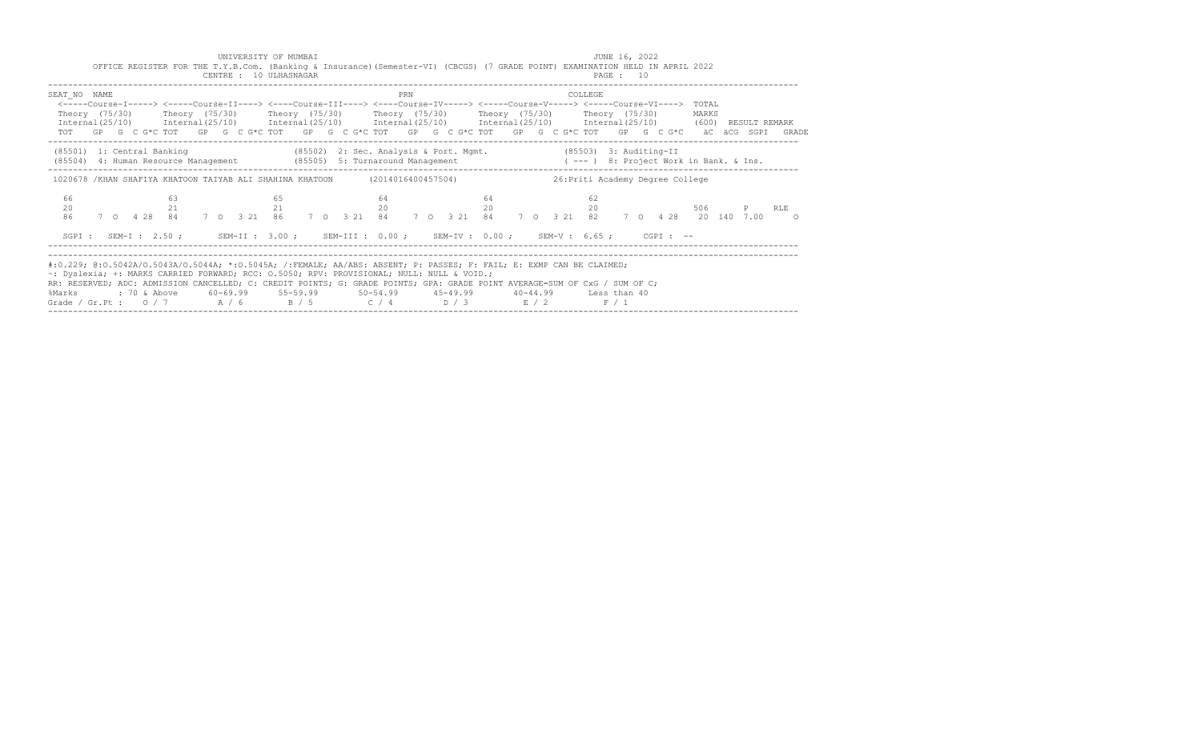UNIVERSITY OF MUMBAI

JUNE 16, 2022

OFFICE REGISTER FOR THE T.Y.B.Com. (Banking & Insurance)(Semester-VI) (CBCGS) (7 GRADE POINT) EXAMINATION HELD IN APRIL 2022

CENTRE : 10 ULHASNAGAR

PAGE : 10

```
SEAT_NO  NAME                                                          PRN                                  COLLEGE
  <-----Course-I-----> <-----Course-II----> <----Course-III----> <----Course-IV-----> <-----Course-V-----> <-----Course-VI---->  TOTAL
  Theory (75/30)      Theory (75/30)      Theory (75/30)      Theory (75/30)      Theory (75/30)      Theory (75/30)         MARKS
  Internal(25/10)     Internal(25/10)     Internal(25/10)     Internal(25/10)     Internal(25/10)     Internal(25/10)        (600)  RESULT REMARK
  TOT   GP  G  C G*C TOT   GP  G  C G*C TOT   GP  G  C G*C TOT   GP  G  C G*C TOT   GP  G  C G*C TOT   GP  G  C G*C   äC  äCG  SGPI   GRADE

 (85501) 1: Central Banking                  (85502) 2: Sec. Analysis & Port. Mgmt.             (85503) 3: Auditing-II
 (85504) 4: Human Resource Management        (85505) 5: Turnaround Management                   ( --- ) 8: Project Work in Bank. & Ins.

 1020678 /KHAN SHAFIYA KHATOON TAIYAB ALI SHAHINA KHATOON       (2014016400457504)                  26:Priti Academy Degree College

  66                 63                  65                  64                  64                  62
  20                 21                  21                  20                  20                  20                     506      P     RLE
  86    7  O  4 28  84    7  O  3 21  86    7  O  3 21  84    7  O  3 21  84    7  O  3 21  82    7  O  4 28   20  140  7.00      O

  SGPI :  SEM-I : 2.50 ;      SEM-II : 3.00 ;     SEM-III : 0.00 ;     SEM-IV : 0.00 ;     SEM-V : 6.65 ;     CGPI : --
```

#:0.229; @:O.5042A/O.5043A/O.5044A; *:O.5045A; /:FEMALE; AA/ABS: ABSENT; P: PASSES; F: FAIL; E: EXMP CAN BE CLAIMED;
~: Dyslexia; +: MARKS CARRIED FORWARD; RCC: O.5050; RPV: PROVISIONAL; NULL: NULL & VOID.;
RR: RESERVED; ADC: ADMISSION CANCELLED; C: CREDIT POINTS; G: GRADE POINTS; GPA: GRADE POINT AVERAGE=SUM OF CxG / SUM OF C;

| %Marks | : 70 & Above | 60-69.99 | 55-59.99 | 50-54.99 | 45-49.99 | 40-44.99 | Less than 40 |
|---|---|---|---|---|---|---|---|
| Grade / Gr.Pt : | O / 7 | A / 6 | B / 5 | C / 4 | D / 3 | E / 2 | F / 1 |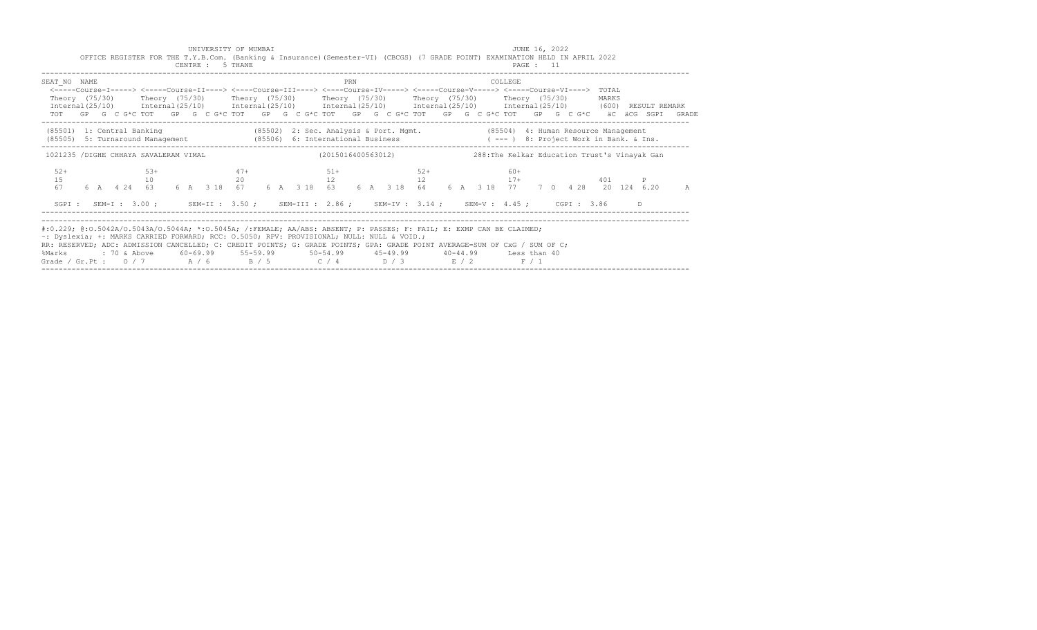UNIVERSITY OF MUMBAI

JUNE 16, 2022

OFFICE REGISTER FOR THE T.Y.B.Com. (Banking & Insurance)(Semester-VI) (CBCGS) (7 GRADE POINT) EXAMINATION HELD IN APRIL 2022

CENTRE : 5 THANE

PAGE : 11

```
SEAT_NO  NAME                                                      PRN                                   COLLEGE
 <-----Course-I-----> <-----Course-II----> <----Course-III----> <----Course-IV-----> <-----Course-V-----> <-----Course-VI---->  TOTAL
 Theory  (75/30)      Theory  (75/30)      Theory  (75/30)      Theory  (75/30)      Theory  (75/30)      Theory  (75/30)       MARKS
 Internal(25/10)      Internal(25/10)      Internal(25/10)      Internal(25/10)      Internal(25/10)      Internal(25/10)       (600)  RESULT REMARK
 TOT   GP  G  C G*C TOT   GP  G  C G*C TOT   GP  G  C G*C TOT   GP  G  C G*C TOT   GP  G  C G*C TOT   GP  G  C G*C    äC  äCG  SGPI   GRADE

 (85501)  1: Central Banking                  (85502)  2: Sec. Analysis & Port. Mgmt.             (85504)  4: Human Resource Management
 (85505)  5: Turnaround Management            (85506)  6: International Business                 ( --- )  8: Project Work in Bank. & Ins.

 1021235 /DIGHE CHHAYA SAVALERAM VIMAL                        (2015016400563012)              288:The Kelkar Education Trust's Vinayak Gan

   52+                53+                 47+                 51+                 52+                 60+
   15                 10                  20                  12                  12                  17+                       401     P
   67    6  A   4 24  63    6  A   3 18   67    6  A   3 18   63    6  A   3 18   64    6  A   3 18   77    7  O   4 28    20  124  6.20     A

   SGPI :  SEM-I : 3.00 ;     SEM-II : 3.50 ;    SEM-III : 2.86 ;    SEM-IV : 3.14 ;    SEM-V : 4.45 ;     CGPI : 3.86      D
```

#:0.229; @:O.5042A/O.5043A/O.5044A; *:O.5045A; /:FEMALE; AA/ABS: ABSENT; P: PASSES; F: FAIL; E: EXMP CAN BE CLAIMED;
~: Dyslexia; +: MARKS CARRIED FORWARD; RCC: O.5050; RPV: PROVISIONAL; NULL: NULL & VOID.;
RR: RESERVED; ADC: ADMISSION CANCELLED; C: CREDIT POINTS; G: GRADE POINTS; GPA: GRADE POINT AVERAGE=SUM OF CxG / SUM OF C;

| %Marks | : 70 & Above | 60-69.99 | 55-59.99 | 50-54.99 | 45-49.99 | 40-44.99 | Less than 40 |
|---|---|---|---|---|---|---|---|
| Grade / Gr.Pt : | O / 7 | A / 6 | B / 5 | C / 4 | D / 3 | E / 2 | F / 1 |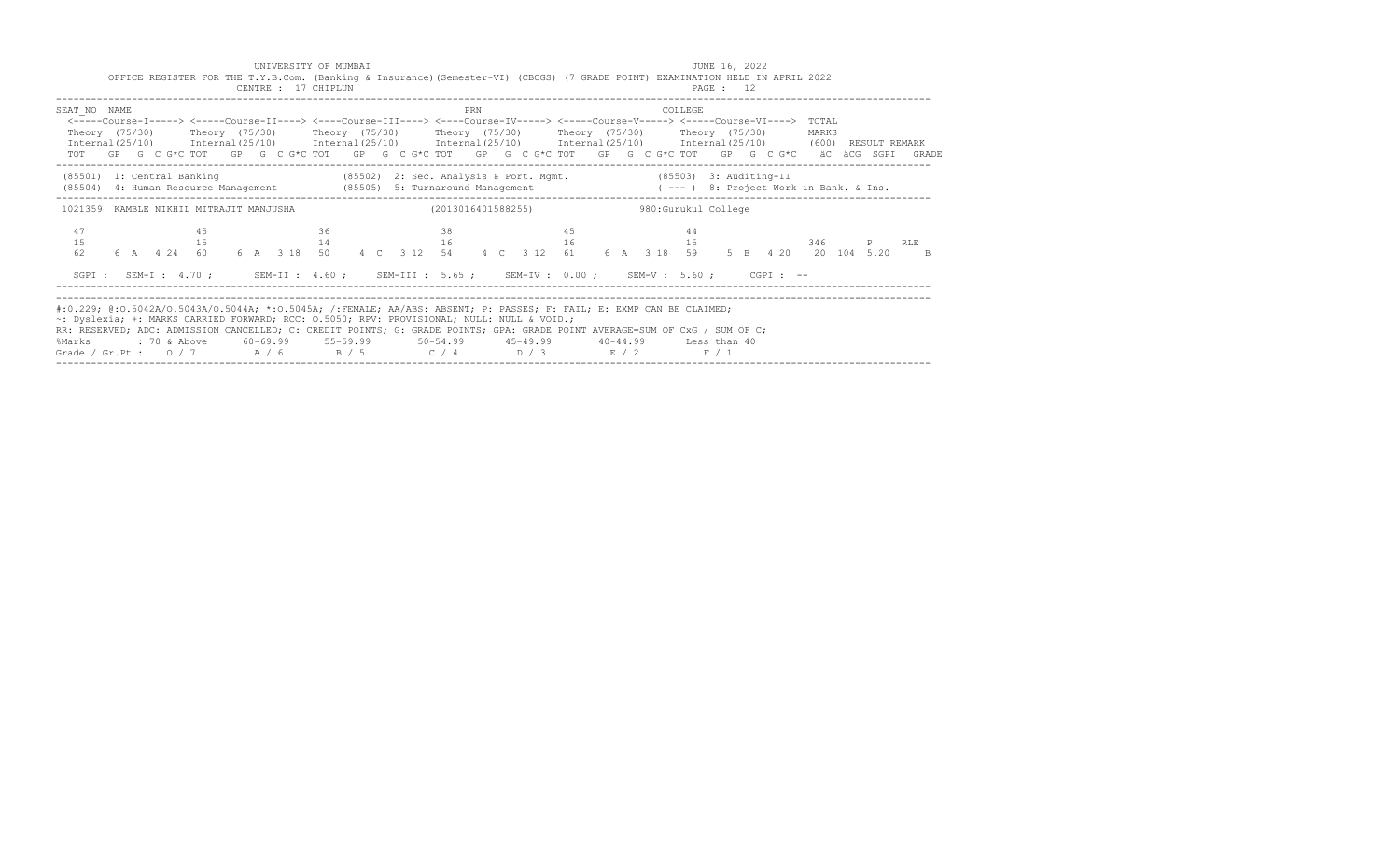UNIVERSITY OF MUMBAI

JUNE 16, 2022

OFFICE REGISTER FOR THE T.Y.B.Com. (Banking & Insurance)(Semester-VI) (CBCGS) (7 GRADE POINT) EXAMINATION HELD IN APRIL 2022

CENTRE : 17 CHIPLUN

PAGE : 12

```
SEAT_NO  NAME                                                       PRN                                         COLLEGE
  <-----Course-I-----> <-----Course-II----> <----Course-III----> <----Course-IV-----> <-----Course-V-----> <-----Course-VI---->  TOTAL
  Theory (75/30)      Theory (75/30)      Theory (75/30)      Theory (75/30)      Theory (75/30)      Theory (75/30)       MARKS
  Internal(25/10)     Internal(25/10)     Internal(25/10)     Internal(25/10)     Internal(25/10)     Internal(25/10)      (600)  RESULT REMARK
  TOT   GP  G  C G*C TOT   GP  G  C G*C TOT   GP  G  C G*C TOT   GP  G  C G*C TOT   GP  G  C G*C TOT   GP  G  C G*C    äC  äCG  SGPI  GRADE
```

```
 (85501)  1: Central Banking                   (85502)  2: Sec. Analysis & Port. Mgmt.             (85503)  3: Auditing-II
 (85504)  4: Human Resource Management         (85505)  5: Turnaround Management                   ( --- )  8: Project Work in Bank. & Ins.
```

```
 1021359  KAMBLE NIKHIL MITRAJIT MANJUSHA                    (2013016401588255)               980:Gurukul College

  47                 45                 36                 38                 45                 44
  15                 15                 14                 16                 16                 15                      346      P     RLE
  62    6  A   4 24  60    6  A   3 18  50    4  C   3 12  54    4  C   3 12  61    6  A   3 18  59    5  B   4 20   20  104  5.20     B

  SGPI :  SEM-I : 4.70 ;      SEM-II : 4.60 ;    SEM-III : 5.65 ;    SEM-IV : 0.00 ;    SEM-V : 5.60 ;     CGPI : --
```

#:0.229; @:O.5042A/O.5043A/O.5044A; *:O.5045A; /:FEMALE; AA/ABS: ABSENT; P: PASSES; F: FAIL; E: EXMP CAN BE CLAIMED;
~: Dyslexia; +: MARKS CARRIED FORWARD; RCC: O.5050; RPV: PROVISIONAL; NULL: NULL & VOID.;
RR: RESERVED; ADC: ADMISSION CANCELLED; C: CREDIT POINTS; G: GRADE POINTS; GPA: GRADE POINT AVERAGE=SUM OF CxG / SUM OF C;

| %Marks | : 70 & Above | 60-69.99 | 55-59.99 | 50-54.99 | 45-49.99 | 40-44.99 | Less than 40 |
|---|---|---|---|---|---|---|---|
| Grade / Gr.Pt : | O / 7 | A / 6 | B / 5 | C / 4 | D / 3 | E / 2 | F / 1 |